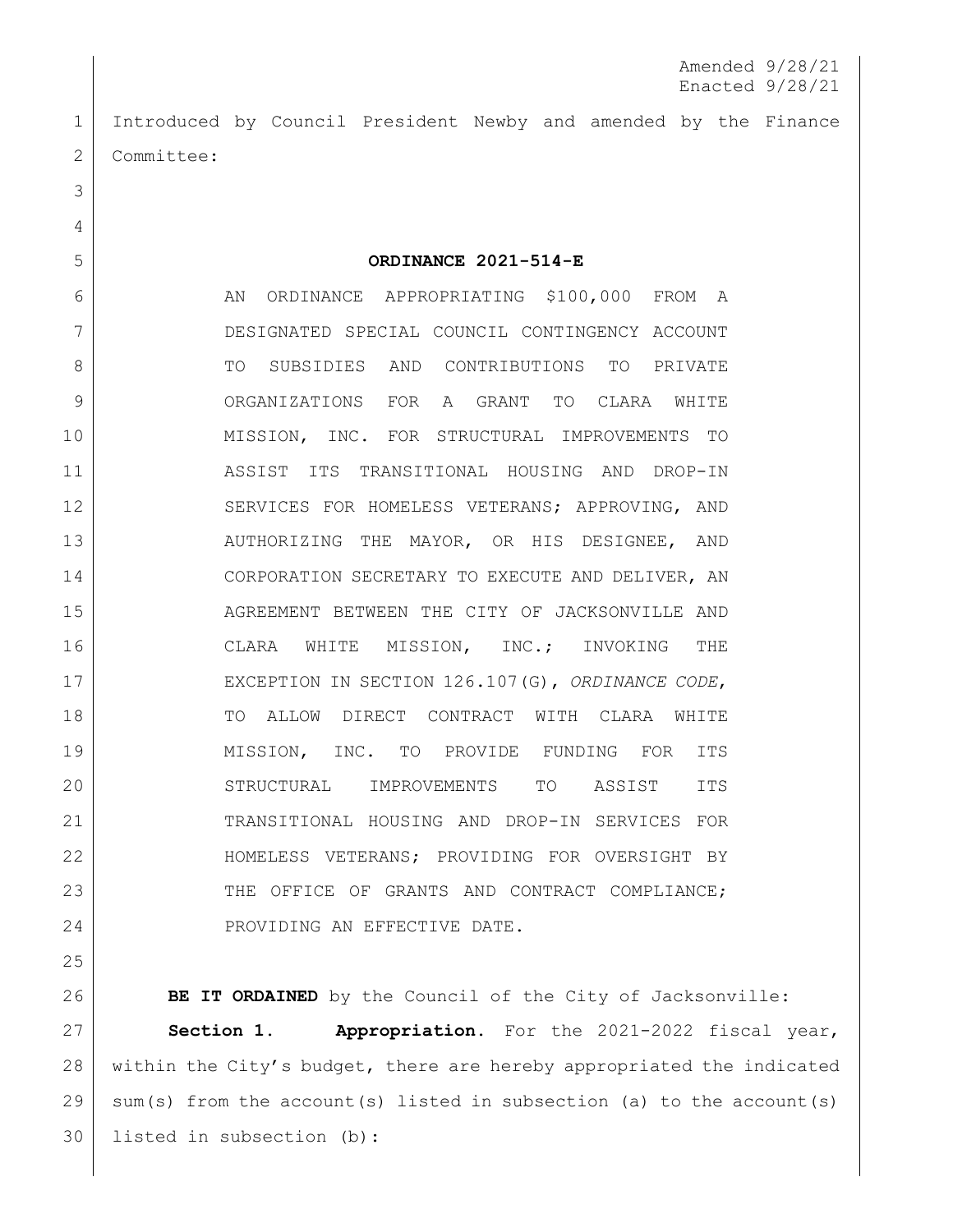Amended 9/28/21
Enacted 9/28/21

Introduced by Council President Newby and amended by the Finance Committee:

**ORDINANCE 2021-514-E**

AN ORDINANCE APPROPRIATING $100,000 FROM A DESIGNATED SPECIAL COUNCIL CONTINGENCY ACCOUNT TO SUBSIDIES AND CONTRIBUTIONS TO PRIVATE ORGANIZATIONS FOR A GRANT TO CLARA WHITE MISSION, INC. FOR STRUCTURAL IMPROVEMENTS TO ASSIST ITS TRANSITIONAL HOUSING AND DROP-IN SERVICES FOR HOMELESS VETERANS; APPROVING, AND AUTHORIZING THE MAYOR, OR HIS DESIGNEE, AND CORPORATION SECRETARY TO EXECUTE AND DELIVER, AN AGREEMENT BETWEEN THE CITY OF JACKSONVILLE AND CLARA WHITE MISSION, INC.; INVOKING THE EXCEPTION IN SECTION 126.107(G), *ORDINANCE CODE*, TO ALLOW DIRECT CONTRACT WITH CLARA WHITE MISSION, INC. TO PROVIDE FUNDING FOR ITS STRUCTURAL IMPROVEMENTS TO ASSIST ITS TRANSITIONAL HOUSING AND DROP-IN SERVICES FOR HOMELESS VETERANS; PROVIDING FOR OVERSIGHT BY THE OFFICE OF GRANTS AND CONTRACT COMPLIANCE; PROVIDING AN EFFECTIVE DATE.

**BE IT ORDAINED** by the Council of the City of Jacksonville:

**Section 1. Appropriation.** For the 2021-2022 fiscal year, within the City's budget, there are hereby appropriated the indicated sum(s) from the account(s) listed in subsection (a) to the account(s) listed in subsection (b):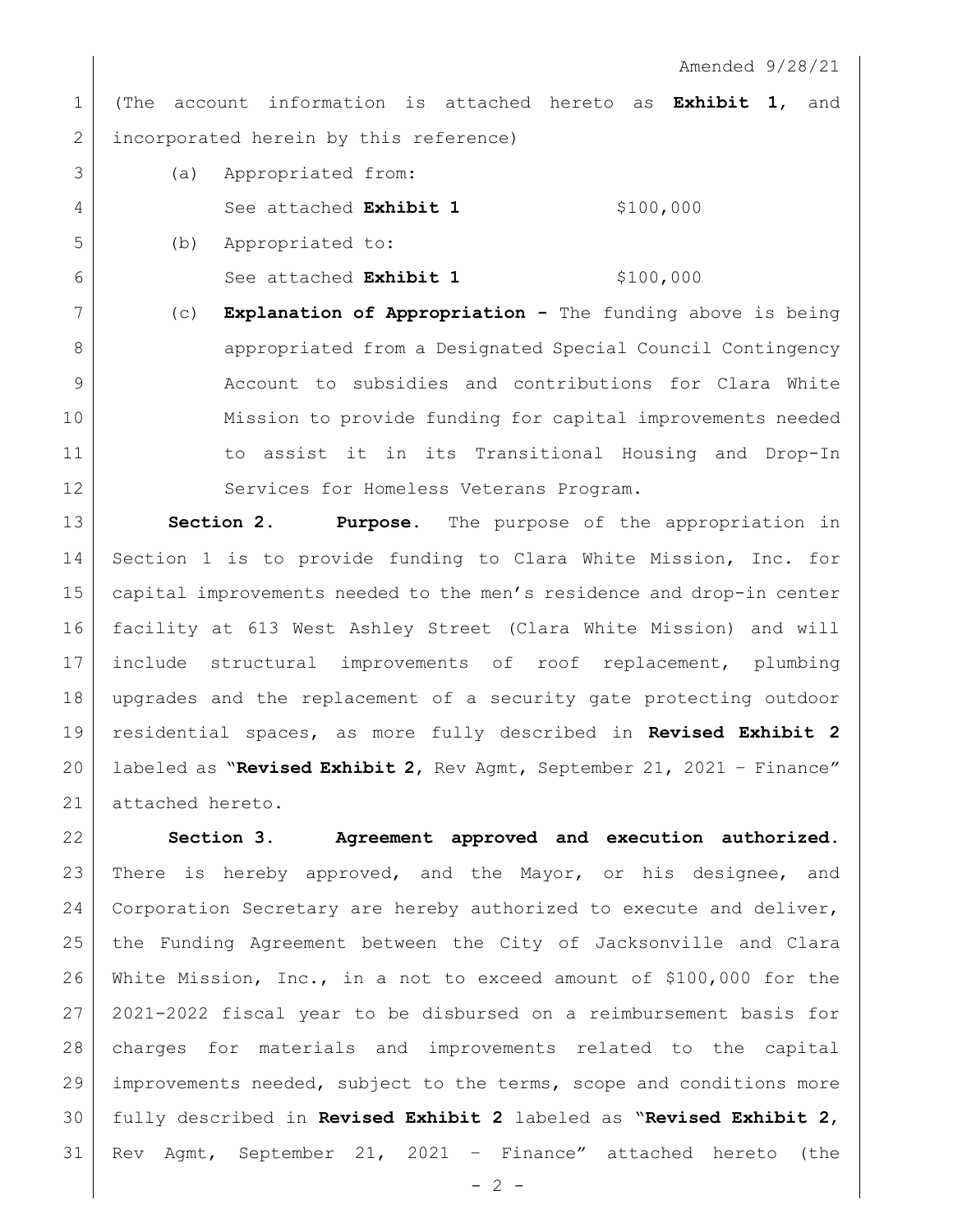Amended 9/28/21

(The account information is attached hereto as **Exhibit 1**, and incorporated herein by this reference)

(a) Appropriated from:

See attached **Exhibit 1** $100,000

(b) Appropriated to:

See attached **Exhibit 1** $100,000

(c) **Explanation of Appropriation -** The funding above is being appropriated from a Designated Special Council Contingency Account to subsidies and contributions for Clara White Mission to provide funding for capital improvements needed to assist it in its Transitional Housing and Drop-In Services for Homeless Veterans Program.

**Section 2. Purpose.** The purpose of the appropriation in Section 1 is to provide funding to Clara White Mission, Inc. for capital improvements needed to the men's residence and drop-in center facility at 613 West Ashley Street (Clara White Mission) and will include structural improvements of roof replacement, plumbing upgrades and the replacement of a security gate protecting outdoor residential spaces, as more fully described in **Revised Exhibit 2** labeled as "**Revised Exhibit 2**, Rev Agmt, September 21, 2021 – Finance" attached hereto.

**Section 3. Agreement approved and execution authorized.** There is hereby approved, and the Mayor, or his designee, and Corporation Secretary are hereby authorized to execute and deliver, the Funding Agreement between the City of Jacksonville and Clara White Mission, Inc., in a not to exceed amount of $100,000 for the 2021-2022 fiscal year to be disbursed on a reimbursement basis for charges for materials and improvements related to the capital improvements needed, subject to the terms, scope and conditions more fully described in **Revised Exhibit 2** labeled as "**Revised Exhibit 2**, Rev Agmt, September 21, 2021 – Finance" attached hereto (the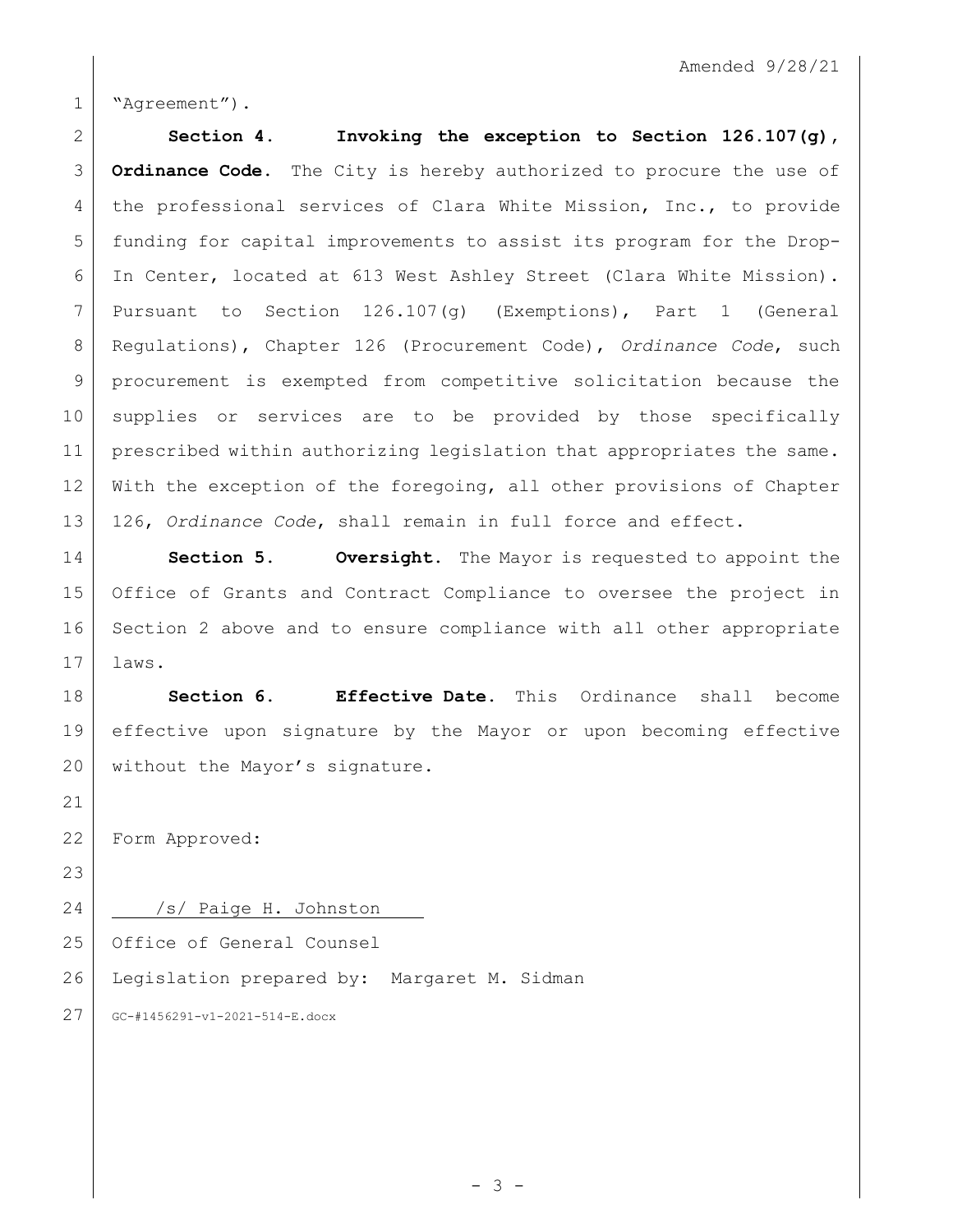"Agreement").

**Section 4. Invoking the exception to Section 126.107(g), Ordinance Code.** The City is hereby authorized to procure the use of the professional services of Clara White Mission, Inc., to provide funding for capital improvements to assist its program for the Drop-In Center, located at 613 West Ashley Street (Clara White Mission). Pursuant to Section 126.107(g) (Exemptions), Part 1 (General Regulations), Chapter 126 (Procurement Code), *Ordinance Code*, such procurement is exempted from competitive solicitation because the supplies or services are to be provided by those specifically prescribed within authorizing legislation that appropriates the same. With the exception of the foregoing, all other provisions of Chapter 126, *Ordinance Code*, shall remain in full force and effect.

**Section 5. Oversight.** The Mayor is requested to appoint the Office of Grants and Contract Compliance to oversee the project in Section 2 above and to ensure compliance with all other appropriate laws.

**Section 6. Effective Date.** This Ordinance shall become effective upon signature by the Mayor or upon becoming effective without the Mayor's signature.

Form Approved:

/s/ Paige H. Johnston

Office of General Counsel

Legislation prepared by: Margaret M. Sidman

GC-#1456291-v1-2021-514-E.docx